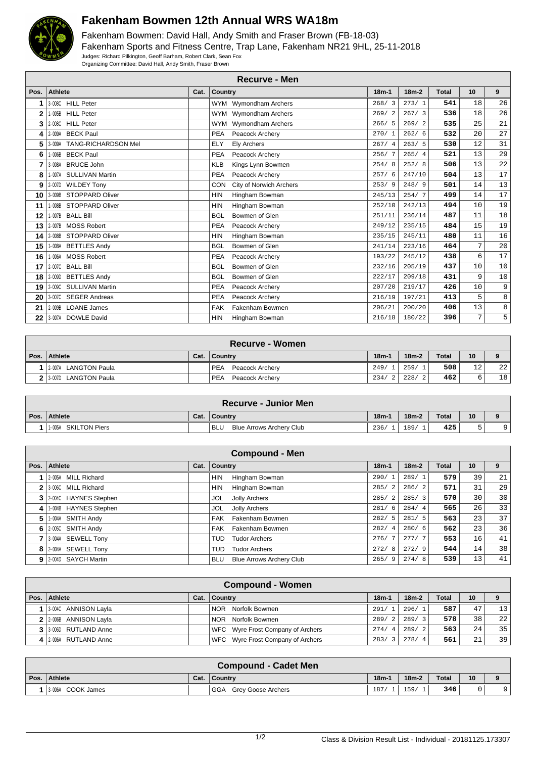# Fakenham Bowmen 12th Annual WRS WA18m

Fakenham Bowmen: David Hall, Andy Smith and Fraser Brown (FB-18-03)
Fakenham Sports and Fitness Centre, Trap Lane, Fakenham NR21 9HL, 25-11-2018
Judges: Richard Pilkington, Geoff Barham, Robert Clark, Sean Fox
Organizing Committee: David Hall, Andy Smith, Fraser Brown

## Recurve - Men

| Pos. | Athlete | Cat. | Country | 18m-1 | 18m-2 | Total | 10 | 9 |
|---|---|---|---|---|---|---|---|---|
| 1 | 3-008C HILL Peter | | WYM Wymondham Archers | 268/ 3 | 273/ 1 | **541** | 18 | 26 |
| 2 | 1-005B HILL Peter | | WYM Wymondham Archers | 269/ 2 | 267/ 3 | **536** | 18 | 26 |
| 3 | 2-008C HILL Peter | | WYM Wymondham Archers | 266/ 5 | 269/ 2 | **535** | 25 | 21 |
| 4 | 2-009A BECK Paul | | PEA Peacock Archery | 270/ 1 | 262/ 6 | **532** | 20 | 27 |
| 5 | 3-009A TANG-RICHARDSON Mel | | ELY Ely Archers | 267/ 4 | 263/ 5 | **530** | 12 | 31 |
| 6 | 1-006B BECK Paul | | PEA Peacock Archery | 256/ 7 | 265/ 4 | **521** | 13 | 29 |
| 7 | 3-008A BRUCE John | | KLB Kings Lynn Bowmen | 254/ 8 | 252/ 8 | **506** | 13 | 22 |
| 8 | 1-007A SULLIVAN Martin | | PEA Peacock Archery | 257/ 6 | 247/10 | **504** | 13 | 17 |
| 9 | 2-007D WILDEY Tony | | CON City of Norwich Archers | 253/ 9 | 248/ 9 | **501** | 14 | 13 |
| 10 | 3-009B STOPPARD Oliver | | HIN Hingham Bowman | 245/13 | 254/ 7 | **499** | 14 | 17 |
| 11 | 1-008B STOPPARD Oliver | | HIN Hingham Bowman | 252/10 | 242/13 | **494** | 10 | 19 |
| 12 | 1-007B BALL Bill | | BGL Bowmen of Glen | 251/11 | 236/14 | **487** | 11 | 18 |
| 13 | 2-007B MOSS Robert | | PEA Peacock Archery | 249/12 | 235/15 | **484** | 15 | 19 |
| 14 | 2-008B STOPPARD Oliver | | HIN Hingham Bowman | 235/15 | 245/11 | **480** | 11 | 16 |
| 15 | 1-008A BETTLES Andy | | BGL Bowmen of Glen | 241/14 | 223/16 | **464** | 7 | 20 |
| 16 | 1-006A MOSS Robert | | PEA Peacock Archery | 193/22 | 245/12 | **438** | 6 | 17 |
| 17 | 2-007C BALL Bill | | BGL Bowmen of Glen | 232/16 | 205/19 | **437** | 10 | 10 |
| 18 | 2-009D BETTLES Andy | | BGL Bowmen of Glen | 222/17 | 209/18 | **431** | 9 | 10 |
| 19 | 2-009C SULLIVAN Martin | | PEA Peacock Archery | 207/20 | 219/17 | **426** | 10 | 9 |
| 20 | 3-007C SEGER Andreas | | PEA Peacock Archery | 216/19 | 197/21 | **413** | 5 | 8 |
| 21 | 2-009B LOANE James | | FAK Fakenham Bowmen | 206/21 | 200/20 | **406** | 13 | 8 |
| 22 | 3-007A DOWLE David | | HIN Hingham Bowman | 216/18 | 180/22 | **396** | 7 | 5 |

## Recurve - Women

| Pos. | Athlete | Cat. | Country | 18m-1 | 18m-2 | Total | 10 | 9 |
|---|---|---|---|---|---|---|---|---|
| 1 | 2-007A LANGTON Paula | | PEA Peacock Archery | 249/ 1 | 259/ 1 | **508** | 12 | 22 |
| 2 | 3-007D LANGTON Paula | | PEA Peacock Archery | 234/ 2 | 228/ 2 | **462** | 6 | 18 |

## Recurve - Junior Men

| Pos. | Athlete | Cat. | Country | 18m-1 | 18m-2 | Total | 10 | 9 |
|---|---|---|---|---|---|---|---|---|
| 1 | 1-005A SKILTON Piers | | BLU Blue Arrows Archery Club | 236/ 1 | 189/ 1 | **425** | 5 | 9 |

## Compound - Men

| Pos. | Athlete | Cat. | Country | 18m-1 | 18m-2 | Total | 10 | 9 |
|---|---|---|---|---|---|---|---|---|
| 1 | 2-005A MILL Richard | | HIN Hingham Bowman | 290/ 1 | 289/ 1 | **579** | 39 | 21 |
| 2 | 3-006C MILL Richard | | HIN Hingham Bowman | 285/ 2 | 286/ 2 | **571** | 31 | 29 |
| 3 | 2-004C HAYNES Stephen | | JOL Jolly Archers | 285/ 2 | 285/ 3 | **570** | 30 | 30 |
| 4 | 1-004B HAYNES Stephen | | JOL Jolly Archers | 281/ 6 | 284/ 4 | **565** | 26 | 33 |
| 5 | 1-004A SMITH Andy | | FAK Fakenham Bowmen | 282/ 5 | 281/ 5 | **563** | 23 | 37 |
| 6 | 2-005C SMITH Andy | | FAK Fakenham Bowmen | 282/ 4 | 280/ 6 | **562** | 23 | 36 |
| 7 | 3-004A SEWELL Tony | | TUD Tudor Archers | 276/ 7 | 277/ 7 | **553** | 16 | 41 |
| 8 | 2-004A SEWELL Tony | | TUD Tudor Archers | 272/ 8 | 272/ 9 | **544** | 14 | 38 |
| 9 | 2-004D SAYCH Martin | | BLU Blue Arrows Archery Club | 265/ 9 | 274/ 8 | **539** | 13 | 41 |

## Compound - Women

| Pos. | Athlete | Cat. | Country | 18m-1 | 18m-2 | Total | 10 | 9 |
|---|---|---|---|---|---|---|---|---|
| 1 | 3-004C ANNISON Layla | | NOR Norfolk Bowmen | 291/ 1 | 296/ 1 | **587** | 47 | 13 |
| 2 | 2-006B ANNISON Layla | | NOR Norfolk Bowmen | 289/ 2 | 289/ 3 | **578** | 38 | 22 |
| 3 | 3-006D RUTLAND Anne | | WFC Wyre Frost Company of Archers | 274/ 4 | 289/ 2 | **563** | 24 | 35 |
| 4 | 2-006A RUTLAND Anne | | WFC Wyre Frost Company of Archers | 283/ 3 | 278/ 4 | **561** | 21 | 39 |

## Compound - Cadet Men

| Pos. | Athlete | Cat. | Country | 18m-1 | 18m-2 | Total | 10 | 9 |
|---|---|---|---|---|---|---|---|---|
| 1 | 3-006A COOK James | | GGA Grey Goose Archers | 187/ 1 | 159/ 1 | **346** | 0 | 9 |

Class & Division Result List - Individual - 20181125.173307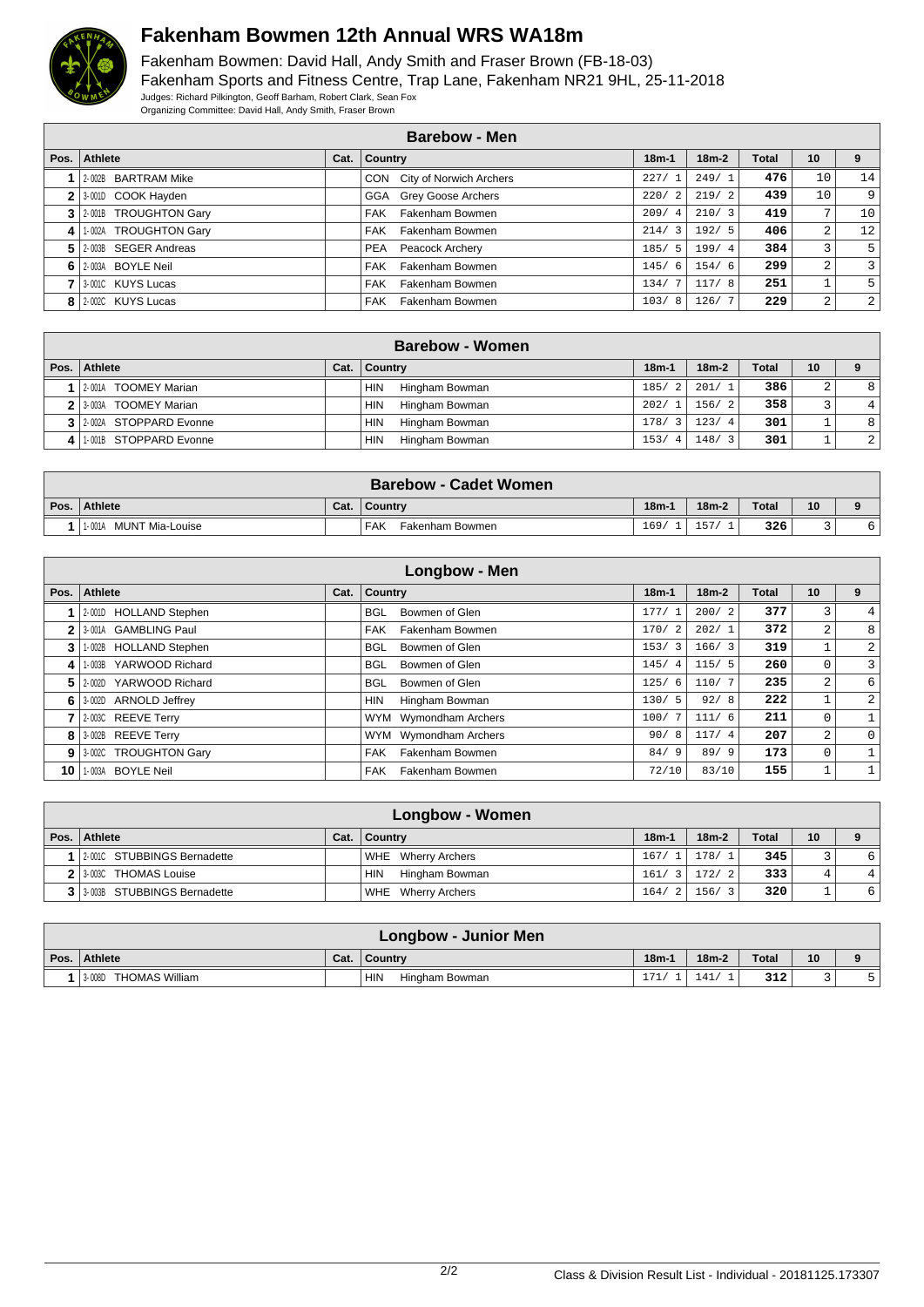# Fakenham Bowmen 12th Annual WRS WA18m

Fakenham Bowmen: David Hall, Andy Smith and Fraser Brown (FB-18-03)
Fakenham Sports and Fitness Centre, Trap Lane, Fakenham NR21 9HL, 25-11-2018
Judges: Richard Pilkington, Geoff Barham, Robert Clark, Sean Fox
Organizing Committee: David Hall, Andy Smith, Fraser Brown

## Barebow - Men

| Pos. | Athlete | Cat. | Country | 18m-1 | 18m-2 | Total | 10 | 9 |
|---|---|---|---|---|---|---|---|---|
| 1 | 2-002B BARTRAM Mike | | CON City of Norwich Archers | 227/ 1 | 249/ 1 | 476 | 10 | 14 |
| 2 | 3-001D COOK Hayden | | GGA Grey Goose Archers | 220/ 2 | 219/ 2 | 439 | 10 | 9 |
| 3 | 2-001B TROUGHTON Gary | | FAK Fakenham Bowmen | 209/ 4 | 210/ 3 | 419 | 7 | 10 |
| 4 | 1-002A TROUGHTON Gary | | FAK Fakenham Bowmen | 214/ 3 | 192/ 5 | 406 | 2 | 12 |
| 5 | 2-003B SEGER Andreas | | PEA Peacock Archery | 185/ 5 | 199/ 4 | 384 | 3 | 5 |
| 6 | 2-003A BOYLE Neil | | FAK Fakenham Bowmen | 145/ 6 | 154/ 6 | 299 | 2 | 3 |
| 7 | 3-001C KUYS Lucas | | FAK Fakenham Bowmen | 134/ 7 | 117/ 8 | 251 | 1 | 5 |
| 8 | 2-002C KUYS Lucas | | FAK Fakenham Bowmen | 103/ 8 | 126/ 7 | 229 | 2 | 2 |

## Barebow - Women

| Pos. | Athlete | Cat. | Country | 18m-1 | 18m-2 | Total | 10 | 9 |
|---|---|---|---|---|---|---|---|---|
| 1 | 2-001A TOOMEY Marian | | HIN Hingham Bowman | 185/ 2 | 201/ 1 | 386 | 2 | 8 |
| 2 | 3-003A TOOMEY Marian | | HIN Hingham Bowman | 202/ 1 | 156/ 2 | 358 | 3 | 4 |
| 3 | 2-002A STOPPARD Evonne | | HIN Hingham Bowman | 178/ 3 | 123/ 4 | 301 | 1 | 8 |
| 4 | 1-001B STOPPARD Evonne | | HIN Hingham Bowman | 153/ 4 | 148/ 3 | 301 | 1 | 2 |

## Barebow - Cadet Women

| Pos. | Athlete | Cat. | Country | 18m-1 | 18m-2 | Total | 10 | 9 |
|---|---|---|---|---|---|---|---|---|
| 1 | 1-001A MUNT Mia-Louise | | FAK Fakenham Bowmen | 169/ 1 | 157/ 1 | 326 | 3 | 6 |

## Longbow - Men

| Pos. | Athlete | Cat. | Country | 18m-1 | 18m-2 | Total | 10 | 9 |
|---|---|---|---|---|---|---|---|---|
| 1 | 2-001D HOLLAND Stephen | | BGL Bowmen of Glen | 177/ 1 | 200/ 2 | 377 | 3 | 4 |
| 2 | 3-001A GAMBLING Paul | | FAK Fakenham Bowmen | 170/ 2 | 202/ 1 | 372 | 2 | 8 |
| 3 | 1-002B HOLLAND Stephen | | BGL Bowmen of Glen | 153/ 3 | 166/ 3 | 319 | 1 | 2 |
| 4 | 1-003B YARWOOD Richard | | BGL Bowmen of Glen | 145/ 4 | 115/ 5 | 260 | 0 | 3 |
| 5 | 2-002D YARWOOD Richard | | BGL Bowmen of Glen | 125/ 6 | 110/ 7 | 235 | 2 | 6 |
| 6 | 3-002D ARNOLD Jeffrey | | HIN Hingham Bowman | 130/ 5 | 92/ 8 | 222 | 1 | 2 |
| 7 | 2-003C REEVE Terry | | WYM Wymondham Archers | 100/ 7 | 111/ 6 | 211 | 0 | 1 |
| 8 | 3-002B REEVE Terry | | WYM Wymondham Archers | 90/ 8 | 117/ 4 | 207 | 2 | 0 |
| 9 | 3-002C TROUGHTON Gary | | FAK Fakenham Bowmen | 84/ 9 | 89/ 9 | 173 | 0 | 1 |
| 10 | 1-003A BOYLE Neil | | FAK Fakenham Bowmen | 72/10 | 83/10 | 155 | 1 | 1 |

## Longbow - Women

| Pos. | Athlete | Cat. | Country | 18m-1 | 18m-2 | Total | 10 | 9 |
|---|---|---|---|---|---|---|---|---|
| 1 | 2-001C STUBBINGS Bernadette | | WHE Wherry Archers | 167/ 1 | 178/ 1 | 345 | 3 | 6 |
| 2 | 3-003C THOMAS Louise | | HIN Hingham Bowman | 161/ 3 | 172/ 2 | 333 | 4 | 4 |
| 3 | 3-003B STUBBINGS Bernadette | | WHE Wherry Archers | 164/ 2 | 156/ 3 | 320 | 1 | 6 |

## Longbow - Junior Men

| Pos. | Athlete | Cat. | Country | 18m-1 | 18m-2 | Total | 10 | 9 |
|---|---|---|---|---|---|---|---|---|
| 1 | 3-008D THOMAS William | | HIN Hingham Bowman | 171/ 1 | 141/ 1 | 312 | 3 | 5 |

Class & Division Result List - Individual - 20181125.173307